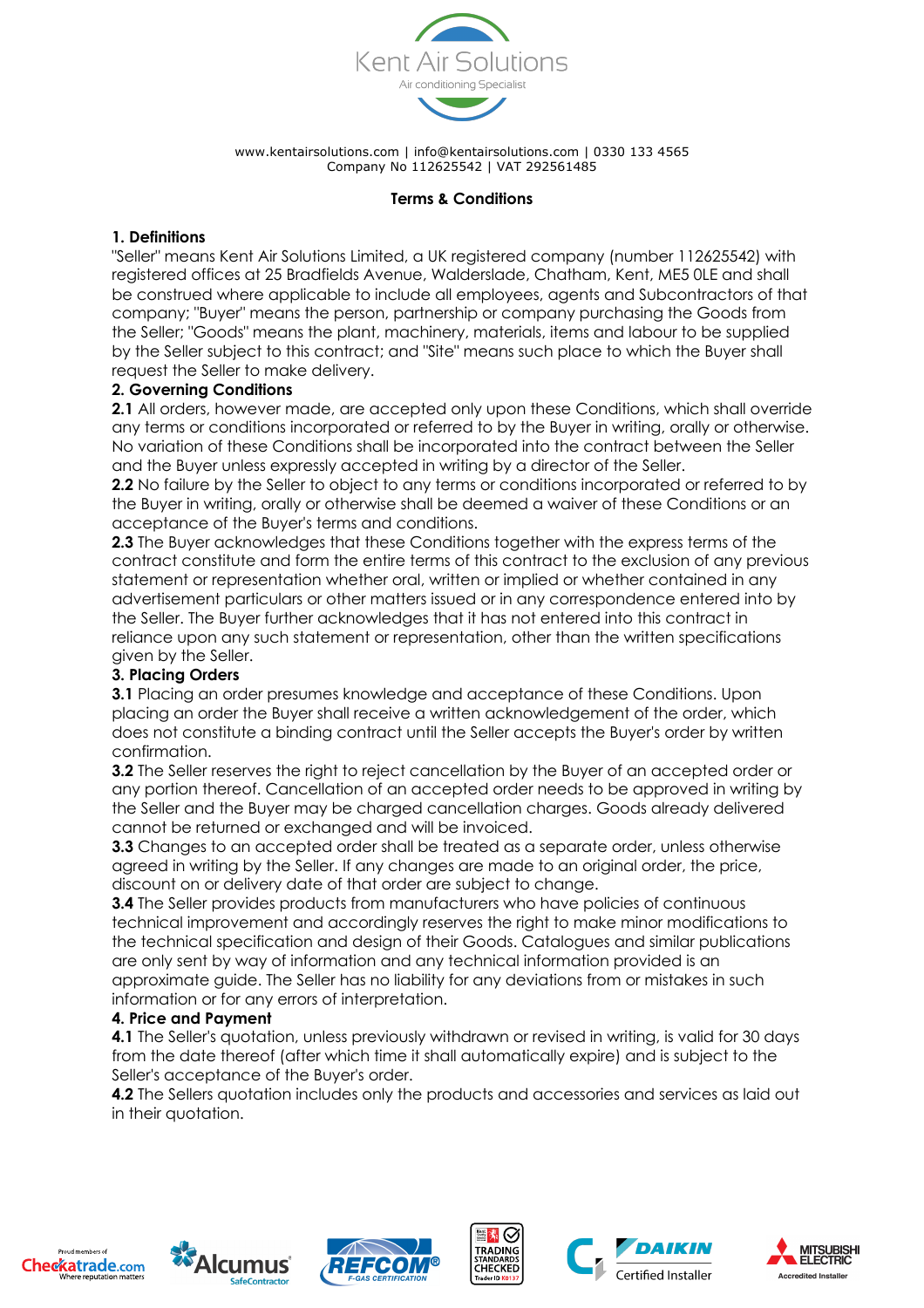Kent Air Solutions

Air conditioning Specialist

www.kentairsolutions.com | info@kentairsolutions.com | 0330 133 4565
Company No 112625542 | VAT 292561485

## Terms & Conditions

### 1. Definitions

"Seller" means Kent Air Solutions Limited, a UK registered company (number 112625542) with registered offices at 25 Bradfields Avenue, Walderslade, Chatham, Kent, ME5 0LE and shall be construed where applicable to include all employees, agents and Subcontractors of that company; "Buyer" means the person, partnership or company purchasing the Goods from the Seller; "Goods" means the plant, machinery, materials, items and labour to be supplied by the Seller subject to this contract; and "Site" means such place to which the Buyer shall request the Seller to make delivery.

### 2. Governing Conditions

**2.1** All orders, however made, are accepted only upon these Conditions, which shall override any terms or conditions incorporated or referred to by the Buyer in writing, orally or otherwise. No variation of these Conditions shall be incorporated into the contract between the Seller and the Buyer unless expressly accepted in writing by a director of the Seller.

**2.2** No failure by the Seller to object to any terms or conditions incorporated or referred to by the Buyer in writing, orally or otherwise shall be deemed a waiver of these Conditions or an acceptance of the Buyer's terms and conditions.

**2.3** The Buyer acknowledges that these Conditions together with the express terms of the contract constitute and form the entire terms of this contract to the exclusion of any previous statement or representation whether oral, written or implied or whether contained in any advertisement particulars or other matters issued or in any correspondence entered into by the Seller. The Buyer further acknowledges that it has not entered into this contract in reliance upon any such statement or representation, other than the written specifications given by the Seller.

### 3. Placing Orders

**3.1** Placing an order presumes knowledge and acceptance of these Conditions. Upon placing an order the Buyer shall receive a written acknowledgement of the order, which does not constitute a binding contract until the Seller accepts the Buyer's order by written confirmation.

**3.2** The Seller reserves the right to reject cancellation by the Buyer of an accepted order or any portion thereof. Cancellation of an accepted order needs to be approved in writing by the Seller and the Buyer may be charged cancellation charges. Goods already delivered cannot be returned or exchanged and will be invoiced.

**3.3** Changes to an accepted order shall be treated as a separate order, unless otherwise agreed in writing by the Seller. If any changes are made to an original order, the price, discount on or delivery date of that order are subject to change.

**3.4** The Seller provides products from manufacturers who have policies of continuous technical improvement and accordingly reserves the right to make minor modifications to the technical specification and design of their Goods. Catalogues and similar publications are only sent by way of information and any technical information provided is an approximate guide. The Seller has no liability for any deviations from or mistakes in such information or for any errors of interpretation.

### 4. Price and Payment

**4.1** The Seller's quotation, unless previously withdrawn or revised in writing, is valid for 30 days from the date thereof (after which time it shall automatically expire) and is subject to the Seller's acceptance of the Buyer's order.

**4.2** The Sellers quotation includes only the products and accessories and services as laid out in their quotation.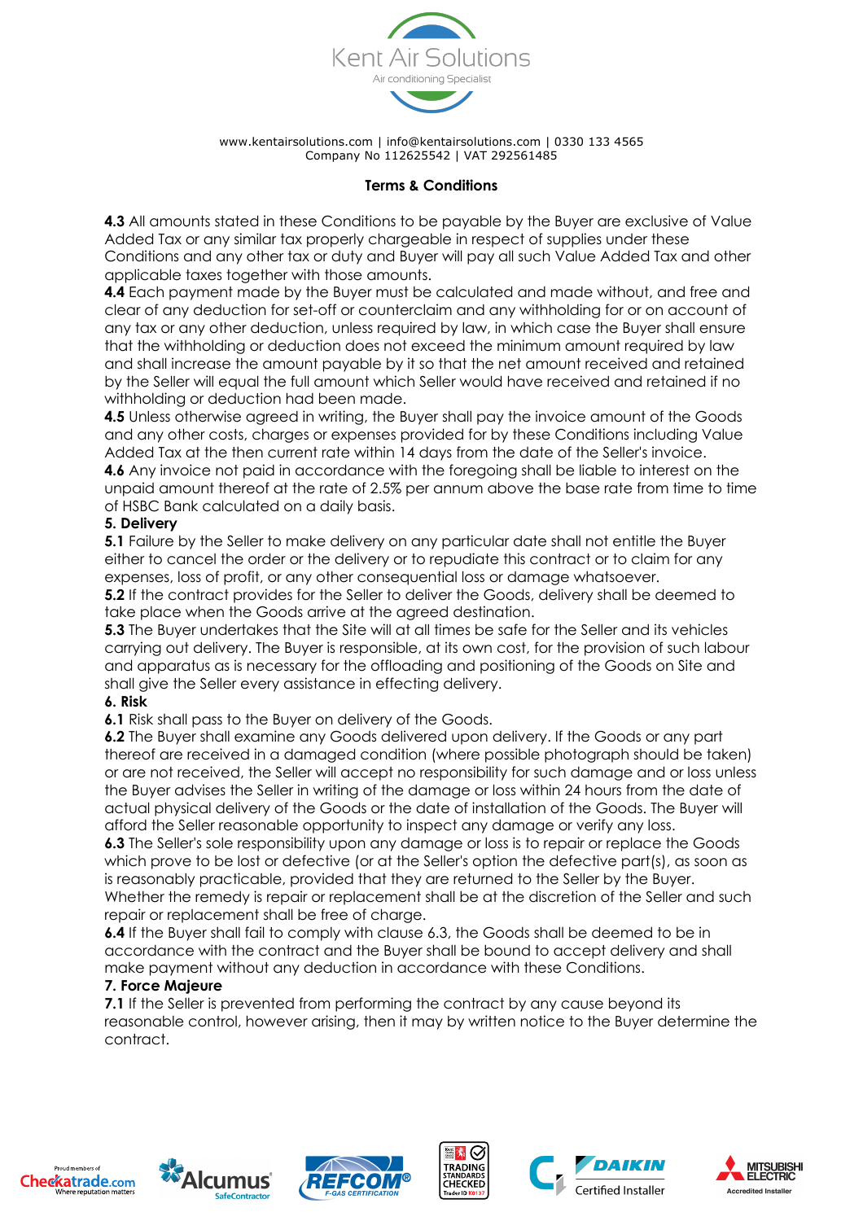**Terms & Conditions**

**4.3** All amounts stated in these Conditions to be payable by the Buyer are exclusive of Value Added Tax or any similar tax properly chargeable in respect of supplies under these Conditions and any other tax or duty and Buyer will pay all such Value Added Tax and other applicable taxes together with those amounts.
**4.4** Each payment made by the Buyer must be calculated and made without, and free and clear of any deduction for set-off or counterclaim and any withholding for or on account of any tax or any other deduction, unless required by law, in which case the Buyer shall ensure that the withholding or deduction does not exceed the minimum amount required by law and shall increase the amount payable by it so that the net amount received and retained by the Seller will equal the full amount which Seller would have received and retained if no withholding or deduction had been made.
**4.5** Unless otherwise agreed in writing, the Buyer shall pay the invoice amount of the Goods and any other costs, charges or expenses provided for by these Conditions including Value Added Tax at the then current rate within 14 days from the date of the Seller's invoice.
**4.6** Any invoice not paid in accordance with the foregoing shall be liable to interest on the unpaid amount thereof at the rate of 2.5% per annum above the base rate from time to time of HSBC Bank calculated on a daily basis.

**5. Delivery**

**5.1** Failure by the Seller to make delivery on any particular date shall not entitle the Buyer either to cancel the order or the delivery or to repudiate this contract or to claim for any expenses, loss of profit, or any other consequential loss or damage whatsoever.
**5.2** If the contract provides for the Seller to deliver the Goods, delivery shall be deemed to take place when the Goods arrive at the agreed destination.
**5.3** The Buyer undertakes that the Site will at all times be safe for the Seller and its vehicles carrying out delivery. The Buyer is responsible, at its own cost, for the provision of such labour and apparatus as is necessary for the offloading and positioning of the Goods on Site and shall give the Seller every assistance in effecting delivery.

**6. Risk**

**6.1** Risk shall pass to the Buyer on delivery of the Goods.
**6.2** The Buyer shall examine any Goods delivered upon delivery. If the Goods or any part thereof are received in a damaged condition (where possible photograph should be taken) or are not received, the Seller will accept no responsibility for such damage and or loss unless the Buyer advises the Seller in writing of the damage or loss within 24 hours from the date of actual physical delivery of the Goods or the date of installation of the Goods. The Buyer will afford the Seller reasonable opportunity to inspect any damage or verify any loss.
**6.3** The Seller's sole responsibility upon any damage or loss is to repair or replace the Goods which prove to be lost or defective (or at the Seller's option the defective part(s), as soon as is reasonably practicable, provided that they are returned to the Seller by the Buyer. Whether the remedy is repair or replacement shall be at the discretion of the Seller and such repair or replacement shall be free of charge.
**6.4** If the Buyer shall fail to comply with clause 6.3, the Goods shall be deemed to be in accordance with the contract and the Buyer shall be bound to accept delivery and shall make payment without any deduction in accordance with these Conditions.

**7. Force Majeure**

**7.1** If the Seller is prevented from performing the contract by any cause beyond its reasonable control, however arising, then it may by written notice to the Buyer determine the contract.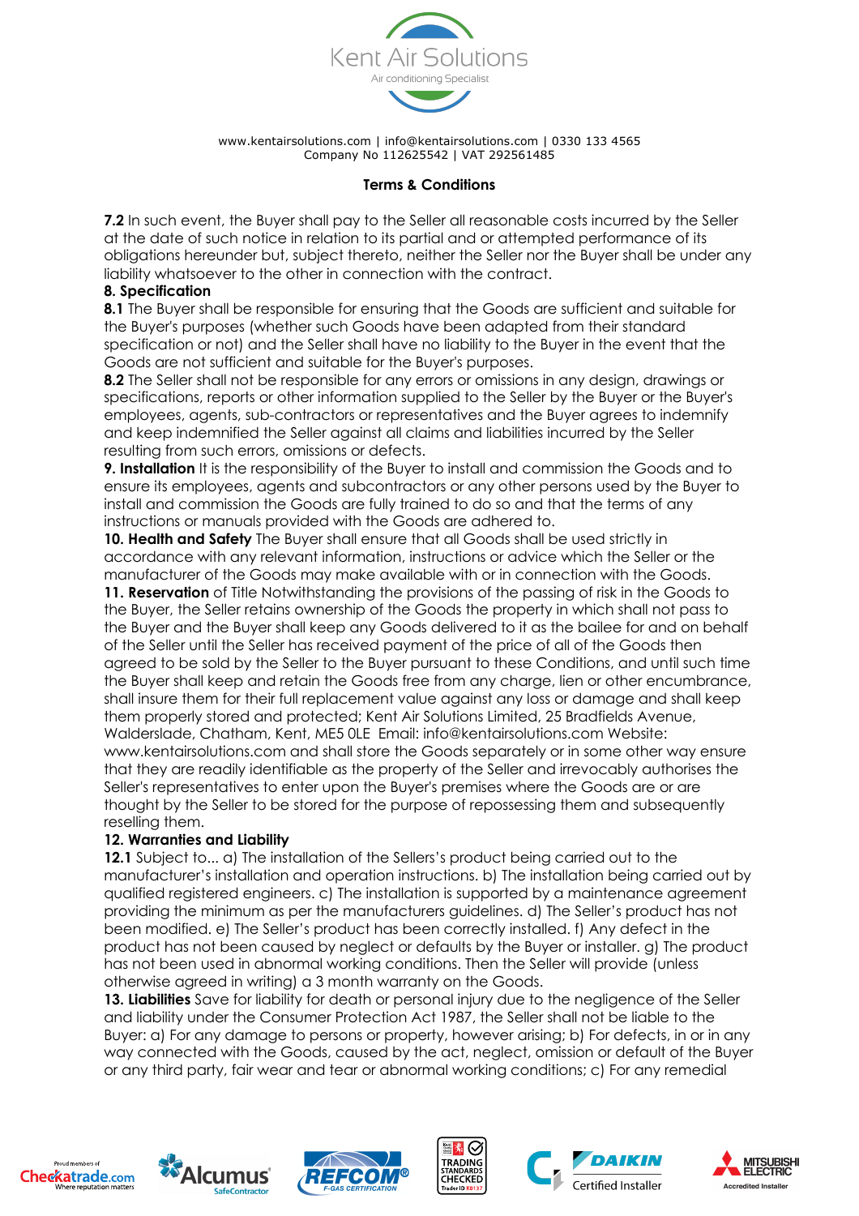**Terms & Conditions**

**7.2** In such event, the Buyer shall pay to the Seller all reasonable costs incurred by the Seller at the date of such notice in relation to its partial and or attempted performance of its obligations hereunder but, subject thereto, neither the Seller nor the Buyer shall be under any liability whatsoever to the other in connection with the contract.

**8. Specification**

**8.1** The Buyer shall be responsible for ensuring that the Goods are sufficient and suitable for the Buyer's purposes (whether such Goods have been adapted from their standard specification or not) and the Seller shall have no liability to the Buyer in the event that the Goods are not sufficient and suitable for the Buyer's purposes.

**8.2** The Seller shall not be responsible for any errors or omissions in any design, drawings or specifications, reports or other information supplied to the Seller by the Buyer or the Buyer's employees, agents, sub-contractors or representatives and the Buyer agrees to indemnify and keep indemnified the Seller against all claims and liabilities incurred by the Seller resulting from such errors, omissions or defects.

**9. Installation** It is the responsibility of the Buyer to install and commission the Goods and to ensure its employees, agents and subcontractors or any other persons used by the Buyer to install and commission the Goods are fully trained to do so and that the terms of any instructions or manuals provided with the Goods are adhered to.

**10. Health and Safety** The Buyer shall ensure that all Goods shall be used strictly in accordance with any relevant information, instructions or advice which the Seller or the manufacturer of the Goods may make available with or in connection with the Goods.

**11. Reservation** of Title Notwithstanding the provisions of the passing of risk in the Goods to the Buyer, the Seller retains ownership of the Goods the property in which shall not pass to the Buyer and the Buyer shall keep any Goods delivered to it as the bailee for and on behalf of the Seller until the Seller has received payment of the price of all of the Goods then agreed to be sold by the Seller to the Buyer pursuant to these Conditions, and until such time the Buyer shall keep and retain the Goods free from any charge, lien or other encumbrance, shall insure them for their full replacement value against any loss or damage and shall keep them properly stored and protected; Kent Air Solutions Limited, 25 Bradfields Avenue, Walderslade, Chatham, Kent, ME5 0LE Email: info@kentairsolutions.com Website: www.kentairsolutions.com and shall store the Goods separately or in some other way ensure that they are readily identifiable as the property of the Seller and irrevocably authorises the Seller's representatives to enter upon the Buyer's premises where the Goods are or are thought by the Seller to be stored for the purpose of repossessing them and subsequently reselling them.

**12. Warranties and Liability**

**12.1** Subject to... a) The installation of the Sellers's product being carried out to the manufacturer's installation and operation instructions. b) The installation being carried out by qualified registered engineers. c) The installation is supported by a maintenance agreement providing the minimum as per the manufacturers guidelines. d) The Seller's product has not been modified. e) The Seller's product has been correctly installed. f) Any defect in the product has not been caused by neglect or defaults by the Buyer or installer. g) The product has not been used in abnormal working conditions. Then the Seller will provide (unless otherwise agreed in writing) a 3 month warranty on the Goods.

**13. Liabilities** Save for liability for death or personal injury due to the negligence of the Seller and liability under the Consumer Protection Act 1987, the Seller shall not be liable to the Buyer: a) For any damage to persons or property, however arising; b) For defects, in or in any way connected with the Goods, caused by the act, neglect, omission or default of the Buyer or any third party, fair wear and tear or abnormal working conditions; c) For any remedial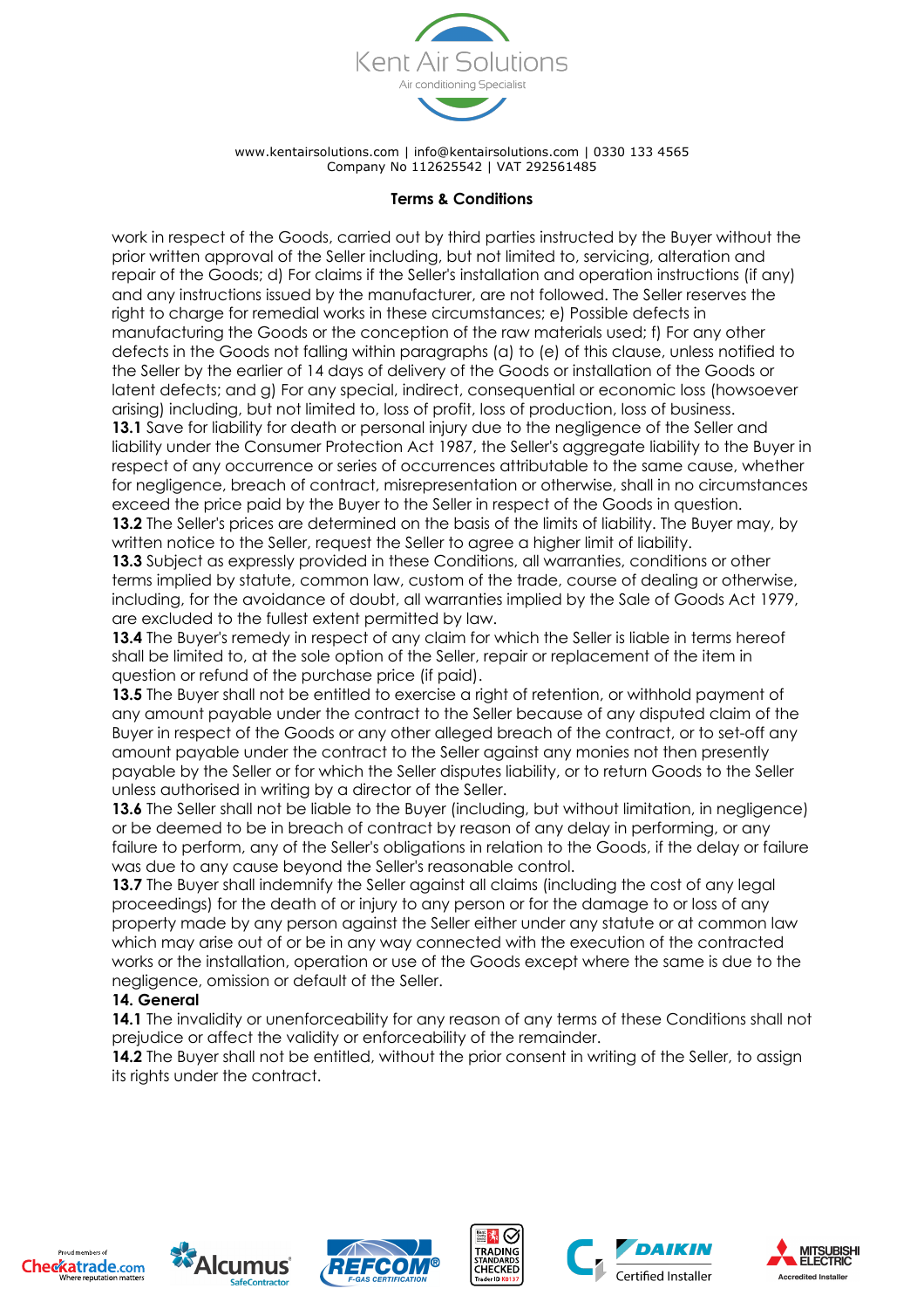work in respect of the Goods, carried out by third parties instructed by the Buyer without the prior written approval of the Seller including, but not limited to, servicing, alteration and repair of the Goods; d) For claims if the Seller's installation and operation instructions (if any) and any instructions issued by the manufacturer, are not followed. The Seller reserves the right to charge for remedial works in these circumstances; e) Possible defects in manufacturing the Goods or the conception of the raw materials used; f) For any other defects in the Goods not falling within paragraphs (a) to (e) of this clause, unless notified to the Seller by the earlier of 14 days of delivery of the Goods or installation of the Goods or latent defects; and g) For any special, indirect, consequential or economic loss (howsoever arising) including, but not limited to, loss of profit, loss of production, loss of business.

**13.1** Save for liability for death or personal injury due to the negligence of the Seller and liability under the Consumer Protection Act 1987, the Seller's aggregate liability to the Buyer in respect of any occurrence or series of occurrences attributable to the same cause, whether for negligence, breach of contract, misrepresentation or otherwise, shall in no circumstances exceed the price paid by the Buyer to the Seller in respect of the Goods in question.

**13.2** The Seller's prices are determined on the basis of the limits of liability. The Buyer may, by written notice to the Seller, request the Seller to agree a higher limit of liability.

**13.3** Subject as expressly provided in these Conditions, all warranties, conditions or other terms implied by statute, common law, custom of the trade, course of dealing or otherwise, including, for the avoidance of doubt, all warranties implied by the Sale of Goods Act 1979, are excluded to the fullest extent permitted by law.

**13.4** The Buyer's remedy in respect of any claim for which the Seller is liable in terms hereof shall be limited to, at the sole option of the Seller, repair or replacement of the item in question or refund of the purchase price (if paid).

**13.5** The Buyer shall not be entitled to exercise a right of retention, or withhold payment of any amount payable under the contract to the Seller because of any disputed claim of the Buyer in respect of the Goods or any other alleged breach of the contract, or to set-off any amount payable under the contract to the Seller against any monies not then presently payable by the Seller or for which the Seller disputes liability, or to return Goods to the Seller unless authorised in writing by a director of the Seller.

**13.6** The Seller shall not be liable to the Buyer (including, but without limitation, in negligence) or be deemed to be in breach of contract by reason of any delay in performing, or any failure to perform, any of the Seller's obligations in relation to the Goods, if the delay or failure was due to any cause beyond the Seller's reasonable control.

**13.7** The Buyer shall indemnify the Seller against all claims (including the cost of any legal proceedings) for the death of or injury to any person or for the damage to or loss of any property made by any person against the Seller either under any statute or at common law which may arise out of or be in any way connected with the execution of the contracted works or the installation, operation or use of the Goods except where the same is due to the negligence, omission or default of the Seller.

**14. General**

**14.1** The invalidity or unenforceability for any reason of any terms of these Conditions shall not prejudice or affect the validity or enforceability of the remainder.

**14.2** The Buyer shall not be entitled, without the prior consent in writing of the Seller, to assign its rights under the contract.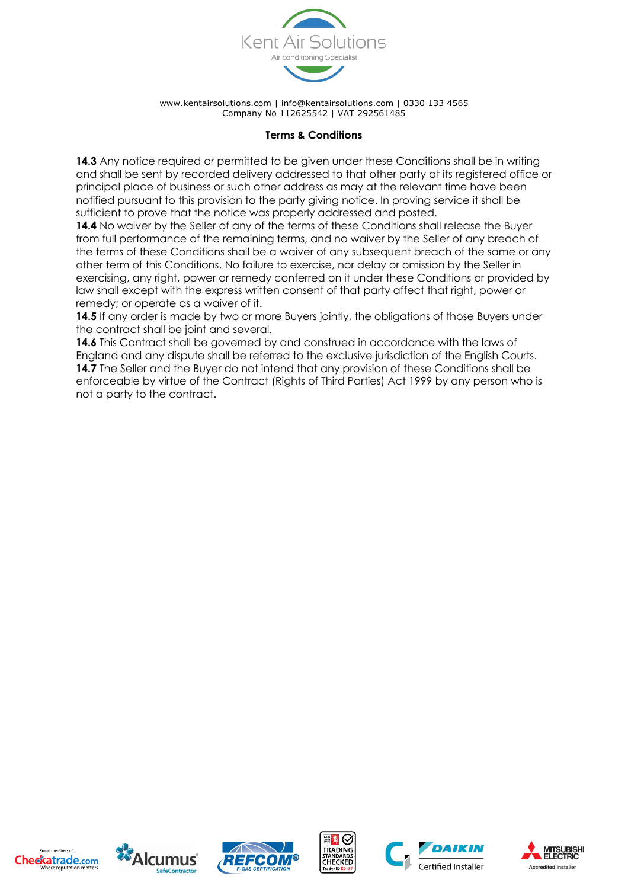## Terms & Conditions

**14.3** Any notice required or permitted to be given under these Conditions shall be in writing and shall be sent by recorded delivery addressed to that other party at its registered office or principal place of business or such other address as may at the relevant time have been notified pursuant to this provision to the party giving notice. In proving service it shall be sufficient to prove that the notice was properly addressed and posted.

**14.4** No waiver by the Seller of any of the terms of these Conditions shall release the Buyer from full performance of the remaining terms, and no waiver by the Seller of any breach of the terms of these Conditions shall be a waiver of any subsequent breach of the same or any other term of this Conditions. No failure to exercise, nor delay or omission by the Seller in exercising, any right, power or remedy conferred on it under these Conditions or provided by law shall except with the express written consent of that party affect that right, power or remedy; or operate as a waiver of it.

**14.5** If any order is made by two or more Buyers jointly, the obligations of those Buyers under the contract shall be joint and several.

**14.6** This Contract shall be governed by and construed in accordance with the laws of England and any dispute shall be referred to the exclusive jurisdiction of the English Courts.

**14.7** The Seller and the Buyer do not intend that any provision of these Conditions shall be enforceable by virtue of the Contract (Rights of Third Parties) Act 1999 by any person who is not a party to the contract.